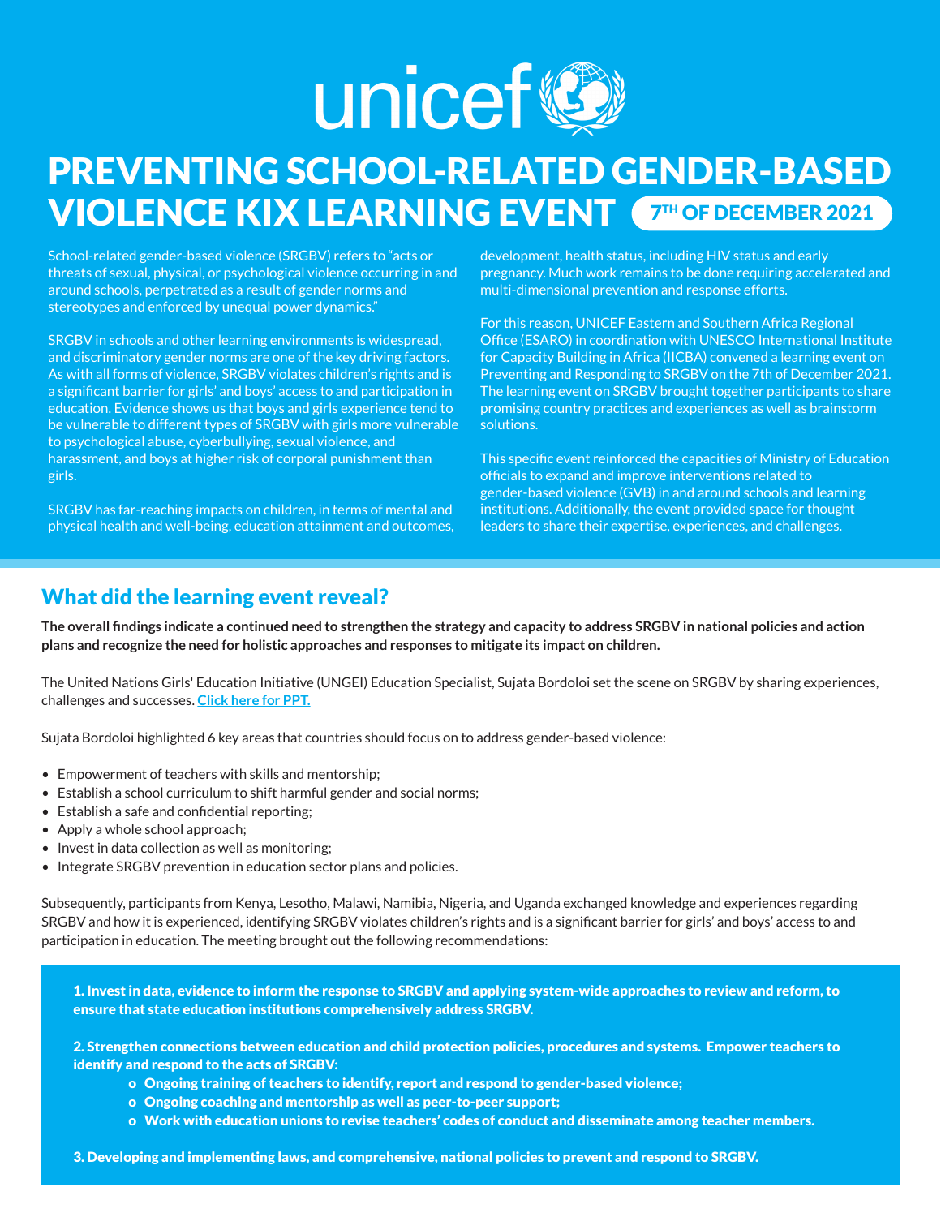unicef

# PREVENTING SCHOOL-RELATED GENDER-BASED VIOLENCE KIX LEARNING EVENT 7TH OF DECEMBER 2021

School-related gender-based violence (SRGBV) refers to "acts or threats of sexual, physical, or psychological violence occurring in and around schools, perpetrated as a result of gender norms and stereotypes and enforced by unequal power dynamics."

SRGBV in schools and other learning environments is widespread, and discriminatory gender norms are one of the key driving factors. As with all forms of violence, SRGBV violates children's rights and is a significant barrier for girls' and boys' access to and participation in education. Evidence shows us that boys and girls experience tend to be vulnerable to different types of SRGBV with girls more vulnerable to psychological abuse, cyberbullying, sexual violence, and harassment, and boys at higher risk of corporal punishment than girls.

SRGBV has far-reaching impacts on children, in terms of mental and physical health and well-being, education attainment and outcomes, development, health status, including HIV status and early pregnancy. Much work remains to be done requiring accelerated and multi-dimensional prevention and response efforts.

For this reason, UNICEF Eastern and Southern Africa Regional Office (ESARO) in coordination with UNESCO International Institute for Capacity Building in Africa (IICBA) convened a learning event on Preventing and Responding to SRGBV on the 7th of December 2021. The learning event on SRGBV brought together participants to share promising country practices and experiences as well as brainstorm solutions.

This specific event reinforced the capacities of Ministry of Education officials to expand and improve interventions related to gender-based violence (GVB) in and around schools and learning institutions. Additionally, the event provided space for thought leaders to share their expertise, experiences, and challenges.

## What did the learning event reveal?

**The overall findings indicate a continued need to strengthen the strategy and capacity to address SRGBV in national policies and action plans and recognize the need for holistic approaches and responses to mitigate its impact on children.**

The United Nations Girls' Education Initiative (UNGEI) Education Specialist, Sujata Bordoloi set the scene on SRGBV by sharing experiences, challenges and successes. **Click here for PPT.**

Sujata Bordoloi highlighted 6 key areas that countries should focus on to address gender-based violence:

- Empowerment of teachers with skills and mentorship;
- Establish a school curriculum to shift harmful gender and social norms;
- Establish a safe and confidential reporting;
- Apply a whole school approach;
- Invest in data collection as well as monitoring;
- Integrate SRGBV prevention in education sector plans and policies.

Subsequently, participants from Kenya, Lesotho, Malawi, Namibia, Nigeria, and Uganda exchanged knowledge and experiences regarding SRGBV and how it is experienced, identifying SRGBV violates children's rights and is a significant barrier for girls' and boys' access to and participation in education. The meeting brought out the following recommendations:

**1. Invest in data, evidence to inform the response to SRGBV and applying system-wide approaches to review and reform, to ensure that state education institutions comprehensively address SRGBV.**

**2. Strengthen connections between education and child protection policies, procedures and systems. Empower teachers to identify and respond to the acts of SRGBV:**

- **Ongoing training of teachers to identify, report and respond to gender-based violence;**
- **Ongoing coaching and mentorship as well as peer-to-peer support;**
- **Work with education unions to revise teachers' codes of conduct and disseminate among teacher members.**

**3. Developing and implementing laws, and comprehensive, national policies to prevent and respond to SRGBV.**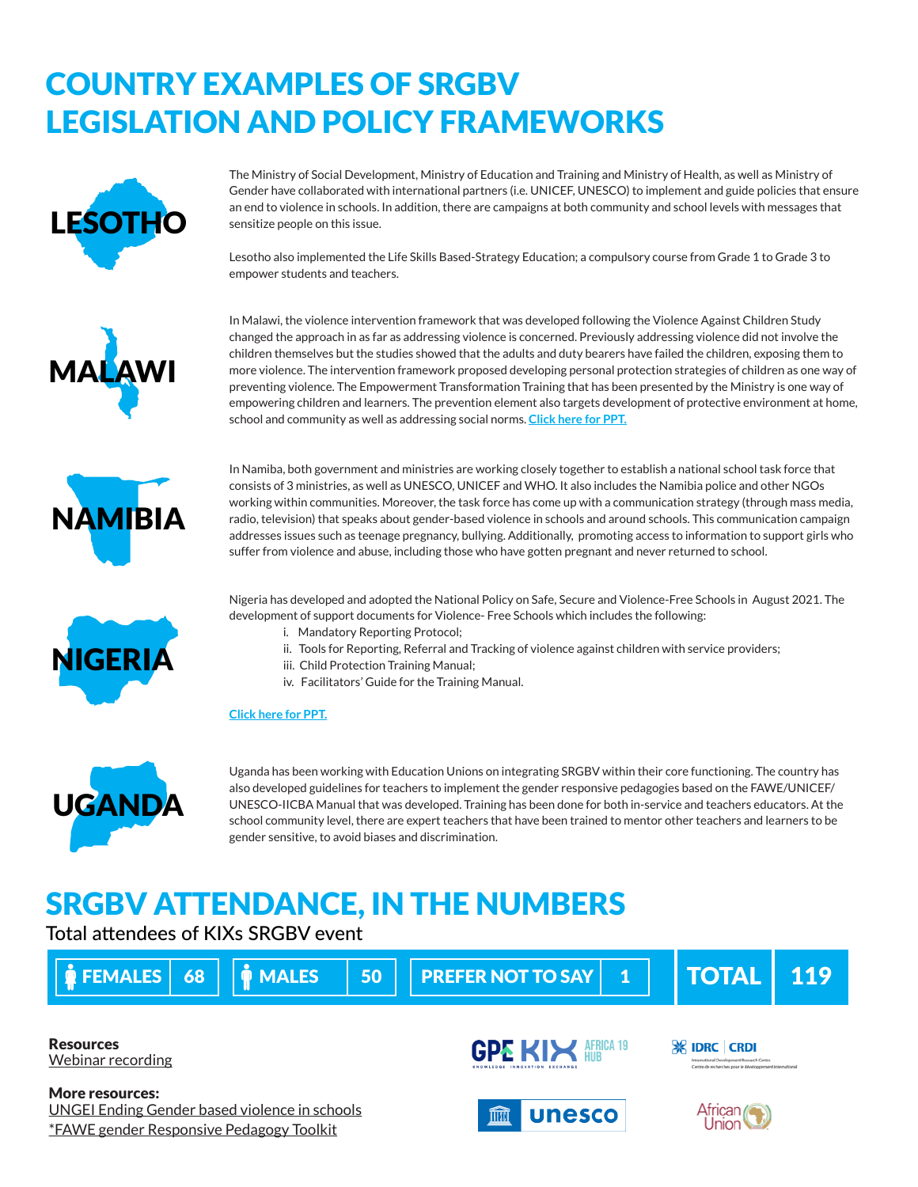# COUNTRY EXAMPLES OF SRGBV LEGISLATION AND POLICY FRAMEWORKS

## LESOTHO

The Ministry of Social Development, Ministry of Education and Training and Ministry of Health, as well as Ministry of Gender have collaborated with international partners (i.e. UNICEF, UNESCO) to implement and guide policies that ensure an end to violence in schools. In addition, there are campaigns at both community and school levels with messages that sensitize people on this issue.

Lesotho also implemented the Life Skills Based-Strategy Education; a compulsory course from Grade 1 to Grade 3 to empower students and teachers.

## MALAWI

In Malawi, the violence intervention framework that was developed following the Violence Against Children Study changed the approach in as far as addressing violence is concerned. Previously addressing violence did not involve the children themselves but the studies showed that the adults and duty bearers have failed the children, exposing them to more violence. The intervention framework proposed developing personal protection strategies of children as one way of preventing violence. The Empowerment Transformation Training that has been presented by the Ministry is one way of empowering children and learners. The prevention element also targets development of protective environment at home, school and community as well as addressing social norms. **Click here for PPT.**

## NAMIBIA

In Namiba, both government and ministries are working closely together to establish a national school task force that consists of 3 ministries, as well as UNESCO, UNICEF and WHO. It also includes the Namibia police and other NGOs working within communities. Moreover, the task force has come up with a communication strategy (through mass media, radio, television) that speaks about gender-based violence in schools and around schools. This communication campaign addresses issues such as teenage pregnancy, bullying. Additionally, promoting access to information to support girls who suffer from violence and abuse, including those who have gotten pregnant and never returned to school.

## NIGERIA

Nigeria has developed and adopted the National Policy on Safe, Secure and Violence-Free Schools in August 2021. The development of support documents for Violence- Free Schools which includes the following:

i. Mandatory Reporting Protocol;
ii. Tools for Reporting, Referral and Tracking of violence against children with service providers;
iii. Child Protection Training Manual;
iv. Facilitators' Guide for the Training Manual.

**Click here for PPT.**

## UGANDA

Uganda has been working with Education Unions on integrating SRGBV within their core functioning. The country has also developed guidelines for teachers to implement the gender responsive pedagogies based on the FAWE/UNICEF/UNESCO-IICBA Manual that was developed. Training has been done for both in-service and teachers educators. At the school community level, there are expert teachers that have been trained to mentor other teachers and learners to be gender sensitive, to avoid biases and discrimination.

# SRGBV ATTENDANCE, IN THE NUMBERS

Total attendees of KIXs SRGBV event

| FEMALES | MALES | PREFER NOT TO SAY | TOTAL |
|---|---|---|---|
| 68 | 50 | 1 | 119 |

**Resources**
Webinar recording

**More resources:**
UNGEI Ending Gender based violence in schools
*FAWE gender Responsive Pedagogy Toolkit

GPE KIX AFRICA 19 HUB
IDRC | CRDI
unesco
African Union